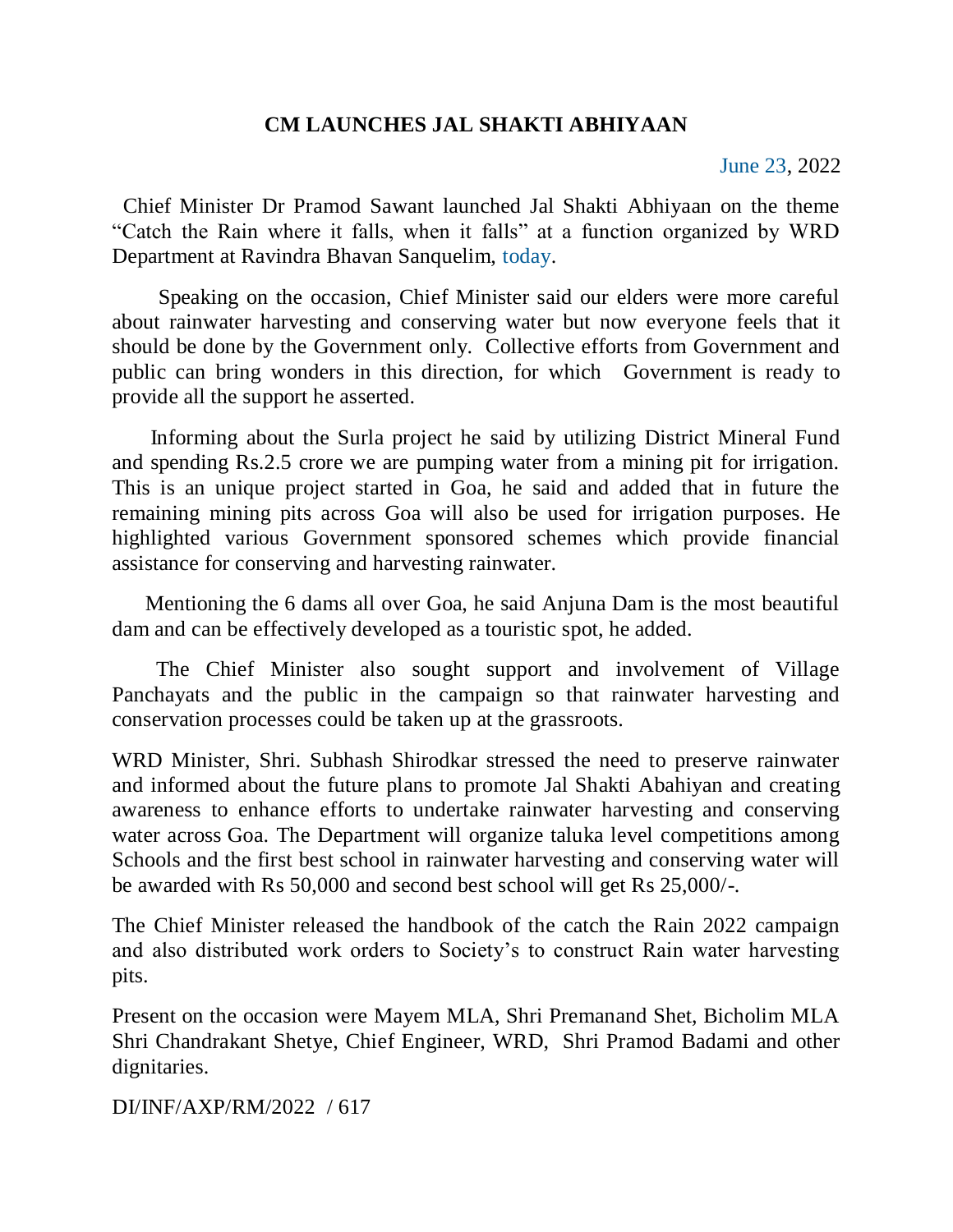# CM LAUNCHES JAL SHAKTI ABHIYAAN

June 23, 2022

Chief Minister Dr Pramod Sawant launched Jal Shakti Abhiyaan on the theme "Catch the Rain where it falls, when it falls" at a function organized by WRD Department at Ravindra Bhavan Sanquelim, today.

Speaking on the occasion, Chief Minister said our elders were more careful about rainwater harvesting and conserving water but now everyone feels that it should be done by the Government only. Collective efforts from Government and public can bring wonders in this direction, for which Government is ready to provide all the support he asserted.

Informing about the Surla project he said by utilizing District Mineral Fund and spending Rs.2.5 crore we are pumping water from a mining pit for irrigation. This is an unique project started in Goa, he said and added that in future the remaining mining pits across Goa will also be used for irrigation purposes. He highlighted various Government sponsored schemes which provide financial assistance for conserving and harvesting rainwater.

Mentioning the 6 dams all over Goa, he said Anjuna Dam is the most beautiful dam and can be effectively developed as a touristic spot, he added.

The Chief Minister also sought support and involvement of Village Panchayats and the public in the campaign so that rainwater harvesting and conservation processes could be taken up at the grassroots.

WRD Minister, Shri. Subhash Shirodkar stressed the need to preserve rainwater and informed about the future plans to promote Jal Shakti Abahiyan and creating awareness to enhance efforts to undertake rainwater harvesting and conserving water across Goa. The Department will organize taluka level competitions among Schools and the first best school in rainwater harvesting and conserving water will be awarded with Rs 50,000 and second best school will get Rs 25,000/-.

The Chief Minister released the handbook of the catch the Rain 2022 campaign and also distributed work orders to Society's to construct Rain water harvesting pits.

Present on the occasion were Mayem MLA, Shri Premanand Shet, Bicholim MLA Shri Chandrakant Shetye, Chief Engineer, WRD, Shri Pramod Badami and other dignitaries.

DI/INF/AXP/RM/2022 / 617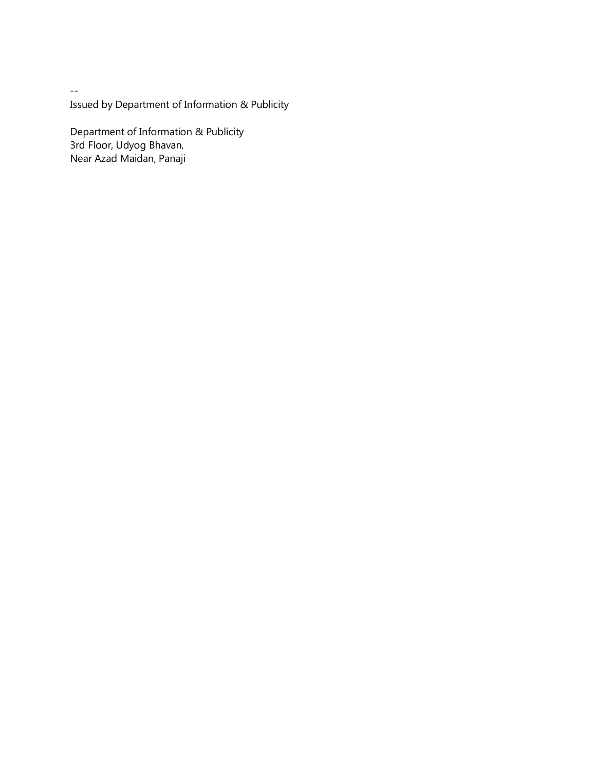--
Issued by Department of Information & Publicity

Department of Information & Publicity
3rd Floor, Udyog Bhavan,
Near Azad Maidan, Panaji